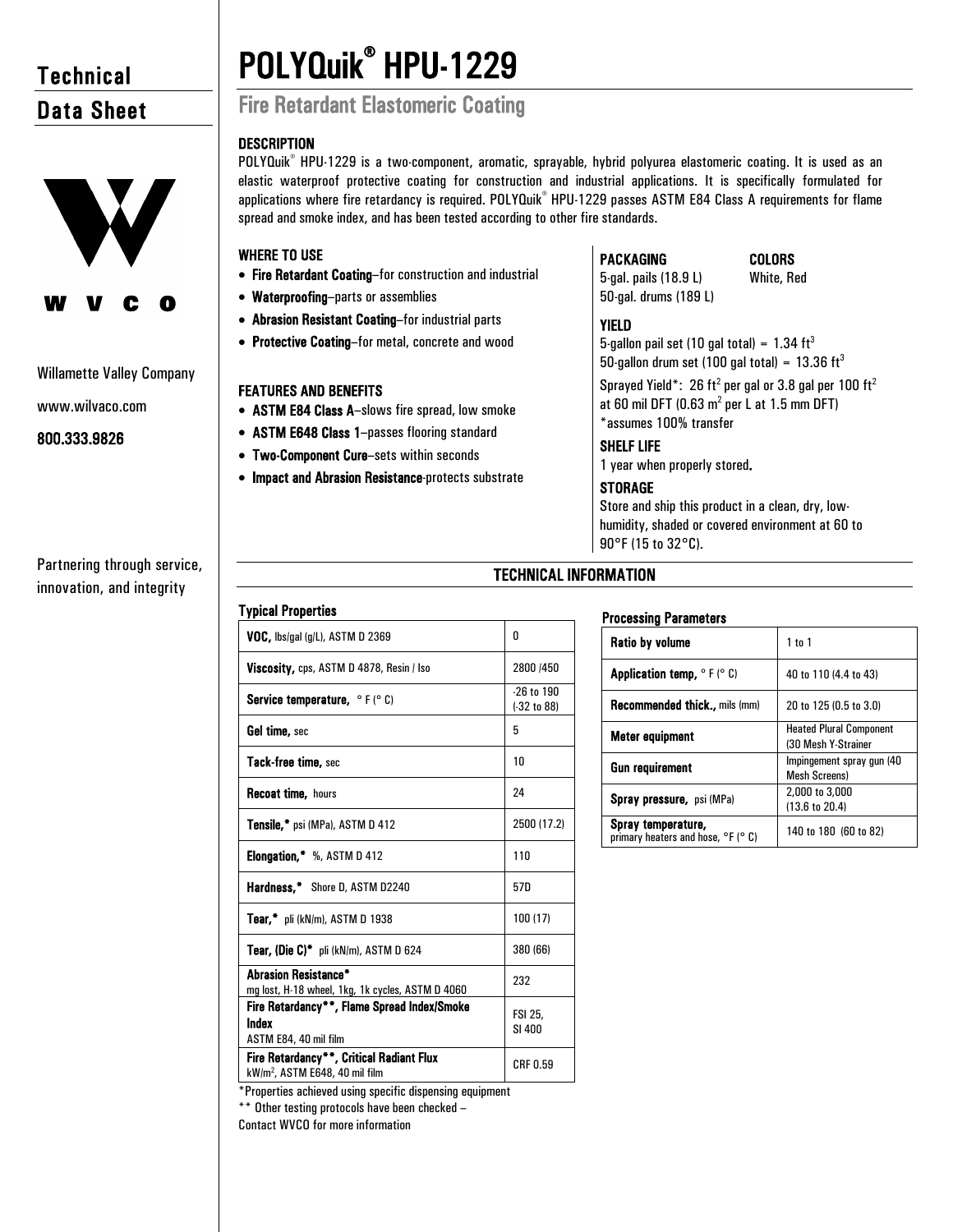# Technical Data Sheet

Willamette Valley Company

www.wilvaco.com

**800.333.9826**

Partnering through service, innovation, and integrity

# POLYQuik® HPU-1229

## Fire Retardant Elastomeric Coating

### DESCRIPTION

POLYQuik® HPU-1229 is a two-component, aromatic, sprayable, hybrid polyurea elastomeric coating. It is used as an elastic waterproof protective coating for construction and industrial applications. It is specifically formulated for applications where fire retardancy is required. POLYQuik® HPU-1229 passes ASTM E84 Class A requirements for flame spread and smoke index, and has been tested according to other fire standards.

### WHERE TO USE

- **Fire Retardant Coating**–for construction and industrial
- **Waterproofing**–parts or assemblies
- **Abrasion Resistant Coating**–for industrial parts
- **Protective Coating**–for metal, concrete and wood

### FEATURES AND BENEFITS

- **ASTM E84 Class A**–slows fire spread, low smoke
- **ASTM E648 Class 1**–passes flooring standard
- **Two-Component Cure**–sets within seconds
- **Impact and Abrasion Resistance**-protects substrate

### PACKAGING

5-gal. pails (18.9 L)
50-gal. drums (189 L)

### COLORS

White, Red

### YIELD

5-gallon pail set (10 gal total) = 1.34 ft$^3$
50-gallon drum set (100 gal total) = 13.36 ft$^3$

Sprayed Yield*: 26 ft$^2$ per gal or 3.8 gal per 100 ft$^2$ at 60 mil DFT (0.63 m$^2$ per L at 1.5 mm DFT)
*assumes 100% transfer

### SHELF LIFE

1 year when properly stored.

### STORAGE

Store and ship this product in a clean, dry, low-humidity, shaded or covered environment at 60 to 90°F (15 to 32°C).

## TECHNICAL INFORMATION

### Typical Properties

| Property | Value |
|---|---|
| **VOC,** lbs/gal (g/L), ASTM D 2369 | 0 |
| **Viscosity,** cps, ASTM D 4878, Resin / Iso | 2800 /450 |
| **Service temperature,** ° F (° C) | -26 to 190 (-32 to 88) |
| **Gel time,** sec | 5 |
| **Tack-free time,** sec | 10 |
| **Recoat time,** hours | 24 |
| **Tensile,*** psi (MPa), ASTM D 412 | 2500 (17.2) |
| **Elongation,*** %, ASTM D 412 | 110 |
| **Hardness,*** Shore D, ASTM D2240 | 57D |
| **Tear,*** pli (kN/m), ASTM D 1938 | 100 (17) |
| **Tear, (Die C)*** pli (kN/m), ASTM D 624 | 380 (66) |
| **Abrasion Resistance*** mg lost, H-18 wheel, 1kg, 1k cycles, ASTM D 4060 | 232 |
| **Fire Retardancy**, Flame Spread Index/Smoke Index** ASTM E84, 40 mil film | FSI 25, SI 400 |
| **Fire Retardancy**, Critical Radiant Flux** kW/m$^2$, ASTM E648, 40 mil film | CRF 0.59 |

*Properties achieved using specific dispensing equipment
** Other testing protocols have been checked – Contact WVCO for more information

### Processing Parameters

| Parameter | Value |
|---|---|
| **Ratio by volume** | 1 to 1 |
| **Application temp,** ° F (° C) | 40 to 110 (4.4 to 43) |
| **Recommended thick.,** mils (mm) | 20 to 125 (0.5 to 3.0) |
| **Meter equipment** | Heated Plural Component (30 Mesh Y-Strainer |
| **Gun requirement** | Impingement spray gun (40 Mesh Screens) |
| **Spray pressure,** psi (MPa) | 2,000 to 3,000 (13.6 to 20.4) |
| **Spray temperature,** primary heaters and hose, °F (° C) | 140 to 180 (60 to 82) |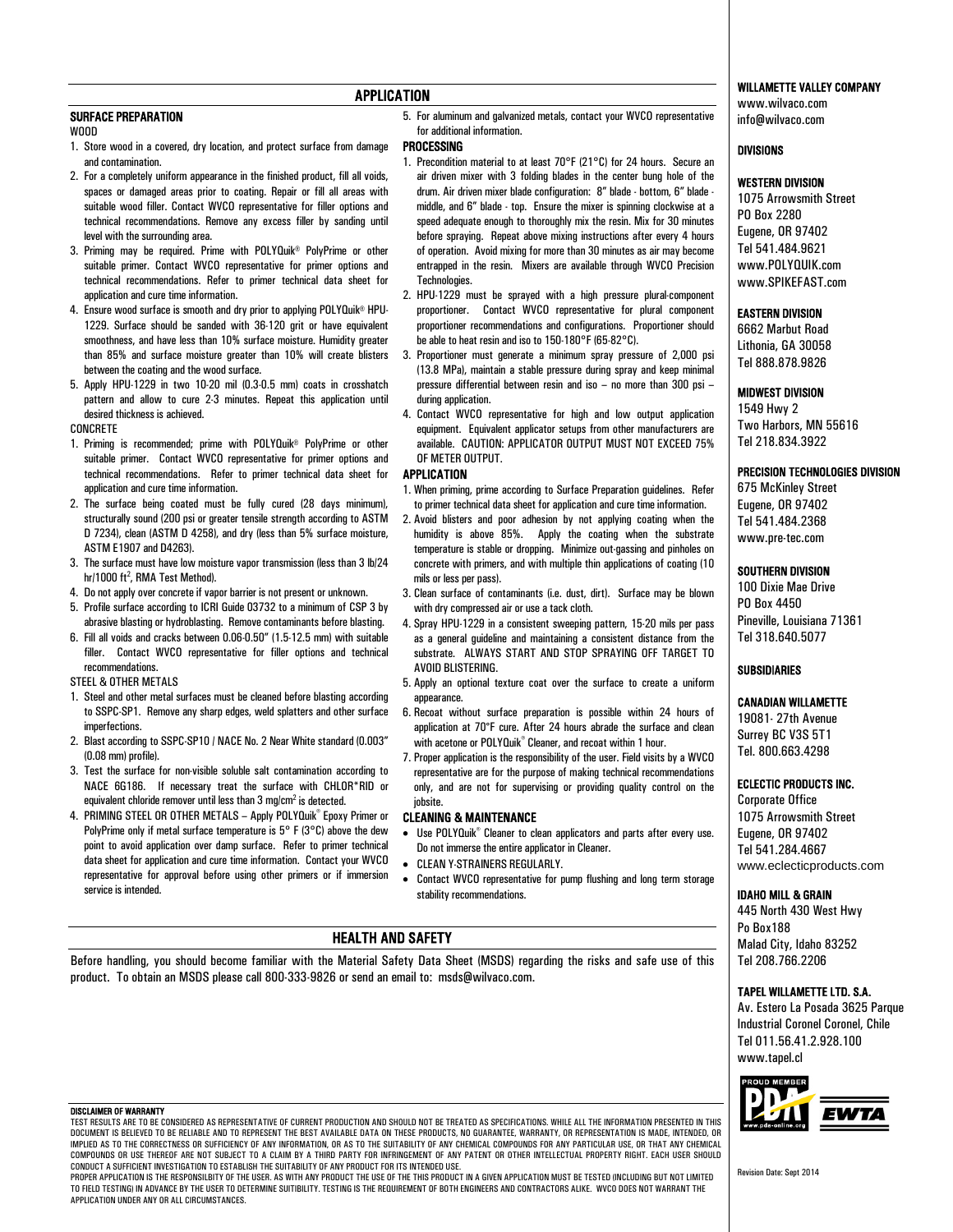## APPLICATION

### SURFACE PREPARATION

WOOD

1. Store wood in a covered, dry location, and protect surface from damage and contamination.
2. For a completely uniform appearance in the finished product, fill all voids, spaces or damaged areas prior to coating. Repair or fill all areas with suitable wood filler. Contact WVCO representative for filler options and technical recommendations. Remove any excess filler by sanding until level with the surrounding area.
3. Priming may be required. Prime with POLYQuik® PolyPrime or other suitable primer. Contact WVCO representative for primer options and technical recommendations. Refer to primer technical data sheet for application and cure time information.
4. Ensure wood surface is smooth and dry prior to applying POLYQuik® HPU-1229. Surface should be sanded with 36-120 grit or have equivalent smoothness, and have less than 10% surface moisture. Humidity greater than 85% and surface moisture greater than 10% will create blisters between the coating and the wood surface.
5. Apply HPU-1229 in two 10-20 mil (0.3-0.5 mm) coats in crosshatch pattern and allow to cure 2-3 minutes. Repeat this application until desired thickness is achieved.

CONCRETE

1. Priming is recommended; prime with POLYQuik® PolyPrime or other suitable primer. Contact WVCO representative for primer options and technical recommendations. Refer to primer technical data sheet for application and cure time information.
2. The surface being coated must be fully cured (28 days minimum), structurally sound (200 psi or greater tensile strength according to ASTM D 7234), clean (ASTM D 4258), and dry (less than 5% surface moisture, ASTM E1907 and D4263).
3. The surface must have low moisture vapor transmission (less than 3 lb/24 hr/1000 ft$^2$, RMA Test Method).
4. Do not apply over concrete if vapor barrier is not present or unknown.
5. Profile surface according to ICRI Guide 03732 to a minimum of CSP 3 by abrasive blasting or hydroblasting. Remove contaminants before blasting.
6. Fill all voids and cracks between 0.06-0.50" (1.5-12.5 mm) with suitable filler. Contact WVCO representative for filler options and technical recommendations.

STEEL & OTHER METALS

1. Steel and other metal surfaces must be cleaned before blasting according to SSPC-SP1. Remove any sharp edges, weld splatters and other surface imperfections.
2. Blast according to SSPC-SP10 / NACE No. 2 Near White standard (0.003" (0.08 mm) profile).
3. Test the surface for non-visible soluble salt contamination according to NACE 6G186. If necessary treat the surface with CHLOR*RID or equivalent chloride remover until less than 3 mg/cm$^2$ is detected.
4. PRIMING STEEL OR OTHER METALS – Apply POLYQuik® Epoxy Primer or PolyPrime only if metal surface temperature is 5° F (3°C) above the dew point to avoid application over damp surface. Refer to primer technical data sheet for application and cure time information. Contact your WVCO representative for approval before using other primers or if immersion service is intended.
5. For aluminum and galvanized metals, contact your WVCO representative for additional information.

### PROCESSING

1. Precondition material to at least 70°F (21°C) for 24 hours. Secure an air driven mixer with 3 folding blades in the center bung hole of the drum. Air driven mixer blade configuration: 8" blade - bottom, 6" blade - middle, and 6" blade - top. Ensure the mixer is spinning clockwise at a speed adequate enough to thoroughly mix the resin. Mix for 30 minutes before spraying. Repeat above mixing instructions after every 4 hours of operation. Avoid mixing for more than 30 minutes as air may become entrapped in the resin. Mixers are available through WVCO Precision Technologies.
2. HPU-1229 must be sprayed with a high pressure plural-component proportioner. Contact WVCO representative for plural component proportioner recommendations and configurations. Proportioner should be able to heat resin and iso to 150-180°F (65-82°C).
3. Proportioner must generate a minimum spray pressure of 2,000 psi (13.8 MPa), maintain a stable pressure during spray and keep minimal pressure differential between resin and iso – no more than 300 psi – during application.
4. Contact WVCO representative for high and low output application equipment. Equivalent applicator setups from other manufacturers are available. CAUTION: APPLICATOR OUTPUT MUST NOT EXCEED 75% OF METER OUTPUT.

### APPLICATION

1. When priming, prime according to Surface Preparation guidelines. Refer to primer technical data sheet for application and cure time information.
2. Avoid blisters and poor adhesion by not applying coating when the humidity is above 85%. Apply the coating when the substrate temperature is stable or dropping. Minimize out-gassing and pinholes on concrete with primers, and with multiple thin applications of coating (10 mils or less per pass).
3. Clean surface of contaminants (i.e. dust, dirt). Surface may be blown with dry compressed air or use a tack cloth.
4. Spray HPU-1229 in a consistent sweeping pattern, 15-20 mils per pass as a general guideline and maintaining a consistent distance from the substrate. ALWAYS START AND STOP SPRAYING OFF TARGET TO AVOID BLISTERING.
5. Apply an optional texture coat over the surface to create a uniform appearance.
6. Recoat without surface preparation is possible within 24 hours of application at 70°F cure. After 24 hours abrade the surface and clean with acetone or POLYQuik® Cleaner, and recoat within 1 hour.
7. Proper application is the responsibility of the user. Field visits by a WVCO representative are for the purpose of making technical recommendations only, and are not for supervising or providing quality control on the jobsite.

### CLEANING & MAINTENANCE

- Use POLYQuik® Cleaner to clean applicators and parts after every use. Do not immerse the entire applicator in Cleaner.
- CLEAN Y-STRAINERS REGULARLY.
- Contact WVCO representative for pump flushing and long term storage stability recommendations.

## HEALTH AND SAFETY

Before handling, you should become familiar with the Material Safety Data Sheet (MSDS) regarding the risks and safe use of this product. To obtain an MSDS please call 800-333-9826 or send an email to: msds@wilvaco.com.

**DISCLAIMER OF WARRANTY**

TEST RESULTS ARE TO BE CONSIDERED AS REPRESENTATIVE OF CURRENT PRODUCTION AND SHOULD NOT BE TREATED AS SPECIFICATIONS. WHILE ALL THE INFORMATION PRESENTED IN THIS DOCUMENT IS BELIEVED TO BE RELIABLE AND TO REPRESENT THE BEST AVAILABLE DATA ON THESE PRODUCTS, NO GUARANTEE, WARRANTY, OR REPRESENTATION IS MADE, INTENDED, OR IMPLIED AS TO THE CORRECTNESS OR SUFFICIENCY OF ANY INFORMATION, OR AS TO THE SUITABILITY OF ANY CHEMICAL COMPOUNDS FOR ANY PARTICULAR USE, OR THAT ANY CHEMICAL COMPOUNDS OR USE THEREOF ARE NOT SUBJECT TO A CLAIM BY A THIRD PARTY FOR INFRINGEMENT OF ANY PATENT OR OTHER INTELLECTUAL PROPERTY RIGHT. EACH USER SHOULD CONDUCT A SUFFICIENT INVESTIGATION TO ESTABLISH THE SUITABILITY OF ANY PRODUCT FOR ITS INTENDED USE.
PROPER APPLICATION IS THE RESPONSILBITY OF THE USER. AS WITH ANY PRODUCT THE USE OF THE THIS PRODUCT IN A GIVEN APPLICATION MUST BE TESTED (INCLUDING BUT NOT LIMITED TO FIELD TESTING) IN ADVANCE BY THE USER TO DETERMINE SUITIBILITY. TESTING IS THE REQUIREMENT OF BOTH ENGINEERS AND CONTRACTORS ALIKE. WVCO DOES NOT WARRANT THE APPLICATION UNDER ANY OR ALL CIRCUMSTANCES.

**WILLAMETTE VALLEY COMPANY**
www.wilvaco.com
info@wilvaco.com

**DIVISIONS**

**WESTERN DIVISION**
1075 Arrowsmith Street
PO Box 2280
Eugene, OR 97402
Tel 541.484.9621
www.POLYQUIK.com
www.SPIKEFAST.com

**EASTERN DIVISION**
6662 Marbut Road
Lithonia, GA 30058
Tel 888.878.9826

**MIDWEST DIVISION**
1549 Hwy 2
Two Harbors, MN 55616
Tel 218.834.3922

**PRECISION TECHNOLOGIES DIVISION**
675 McKinley Street
Eugene, OR 97402
Tel 541.484.2368
www.pre-tec.com

**SOUTHERN DIVISION**
100 Dixie Mae Drive
PO Box 4450
Pineville, Louisiana 71361
Tel 318.640.5077

**SUBSIDIARIES**

**CANADIAN WILLAMETTE**
19081- 27th Avenue
Surrey BC V3S 5T1
Tel. 800.663.4298

**ECLECTIC PRODUCTS INC.**
Corporate Office
1075 Arrowsmith Street
Eugene, OR 97402
Tel 541.284.4667
www.eclecticproducts.com

**IDAHO MILL & GRAIN**
445 North 430 West Hwy
Po Box188
Malad City, Idaho 83252
Tel 208.766.2206

**TAPEL WILLAMETTE LTD. S.A.**
Av. Estero La Posada 3625 Parque Industrial Coronel Coronel, Chile
Tel 011.56.41.2.928.100
www.tapel.cl

PROUD MEMBER PDA www.pda-online.org EWTA

Revision Date: Sept 2014